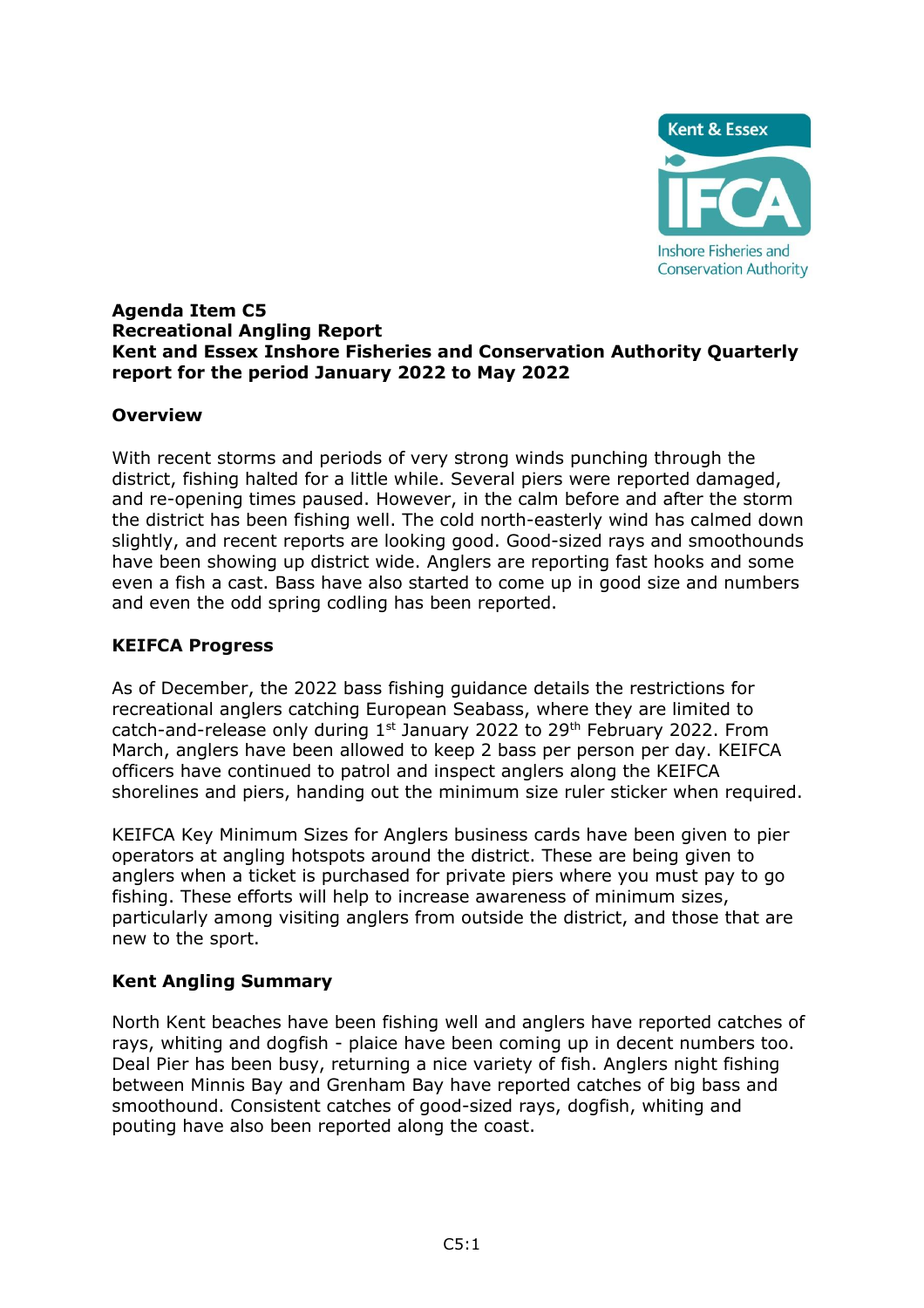**Agenda Item C5**
**Recreational Angling Report**
**Kent and Essex Inshore Fisheries and Conservation Authority Quarterly report for the period January 2022 to May 2022**

## Overview

With recent storms and periods of very strong winds punching through the district, fishing halted for a little while. Several piers were reported damaged, and re-opening times paused. However, in the calm before and after the storm the district has been fishing well. The cold north-easterly wind has calmed down slightly, and recent reports are looking good. Good-sized rays and smoothounds have been showing up district wide. Anglers are reporting fast hooks and some even a fish a cast. Bass have also started to come up in good size and numbers and even the odd spring codling has been reported.

## KEIFCA Progress

As of December, the 2022 bass fishing guidance details the restrictions for recreational anglers catching European Seabass, where they are limited to catch-and-release only during 1st January 2022 to 29th February 2022. From March, anglers have been allowed to keep 2 bass per person per day. KEIFCA officers have continued to patrol and inspect anglers along the KEIFCA shorelines and piers, handing out the minimum size ruler sticker when required.

KEIFCA Key Minimum Sizes for Anglers business cards have been given to pier operators at angling hotspots around the district. These are being given to anglers when a ticket is purchased for private piers where you must pay to go fishing. These efforts will help to increase awareness of minimum sizes, particularly among visiting anglers from outside the district, and those that are new to the sport.

## Kent Angling Summary

North Kent beaches have been fishing well and anglers have reported catches of rays, whiting and dogfish - plaice have been coming up in decent numbers too. Deal Pier has been busy, returning a nice variety of fish. Anglers night fishing between Minnis Bay and Grenham Bay have reported catches of big bass and smoothound. Consistent catches of good-sized rays, dogfish, whiting and pouting have also been reported along the coast.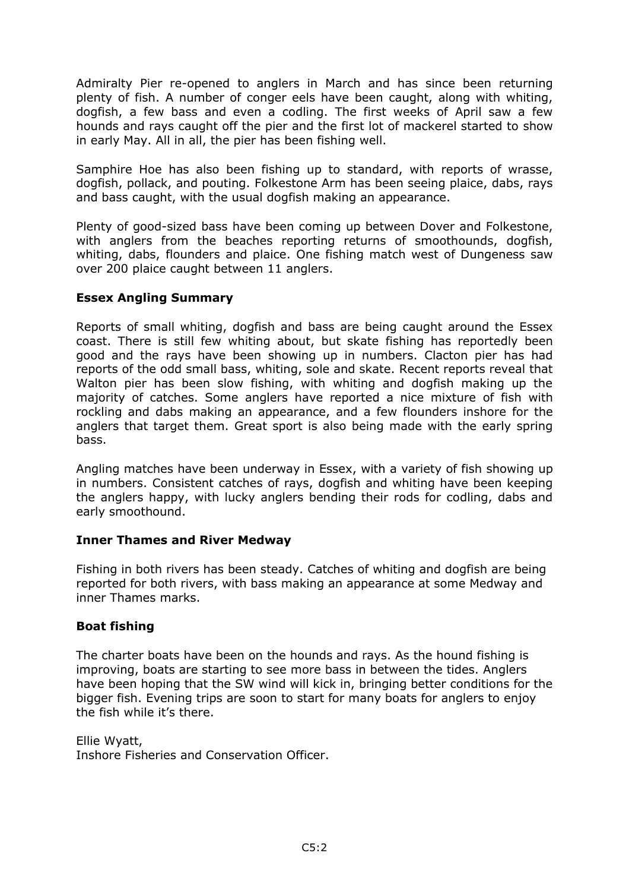Admiralty Pier re-opened to anglers in March and has since been returning plenty of fish. A number of conger eels have been caught, along with whiting, dogfish, a few bass and even a codling. The first weeks of April saw a few hounds and rays caught off the pier and the first lot of mackerel started to show in early May. All in all, the pier has been fishing well.

Samphire Hoe has also been fishing up to standard, with reports of wrasse, dogfish, pollack, and pouting. Folkestone Arm has been seeing plaice, dabs, rays and bass caught, with the usual dogfish making an appearance.

Plenty of good-sized bass have been coming up between Dover and Folkestone, with anglers from the beaches reporting returns of smoothounds, dogfish, whiting, dabs, flounders and plaice. One fishing match west of Dungeness saw over 200 plaice caught between 11 anglers.

**Essex Angling Summary**

Reports of small whiting, dogfish and bass are being caught around the Essex coast. There is still few whiting about, but skate fishing has reportedly been good and the rays have been showing up in numbers. Clacton pier has had reports of the odd small bass, whiting, sole and skate. Recent reports reveal that Walton pier has been slow fishing, with whiting and dogfish making up the majority of catches. Some anglers have reported a nice mixture of fish with rockling and dabs making an appearance, and a few flounders inshore for the anglers that target them. Great sport is also being made with the early spring bass.

Angling matches have been underway in Essex, with a variety of fish showing up in numbers. Consistent catches of rays, dogfish and whiting have been keeping the anglers happy, with lucky anglers bending their rods for codling, dabs and early smoothound.

**Inner Thames and River Medway**

Fishing in both rivers has been steady. Catches of whiting and dogfish are being reported for both rivers, with bass making an appearance at some Medway and inner Thames marks.

**Boat fishing**

The charter boats have been on the hounds and rays. As the hound fishing is improving, boats are starting to see more bass in between the tides. Anglers have been hoping that the SW wind will kick in, bringing better conditions for the bigger fish. Evening trips are soon to start for many boats for anglers to enjoy the fish while it's there.

Ellie Wyatt,  
Inshore Fisheries and Conservation Officer.